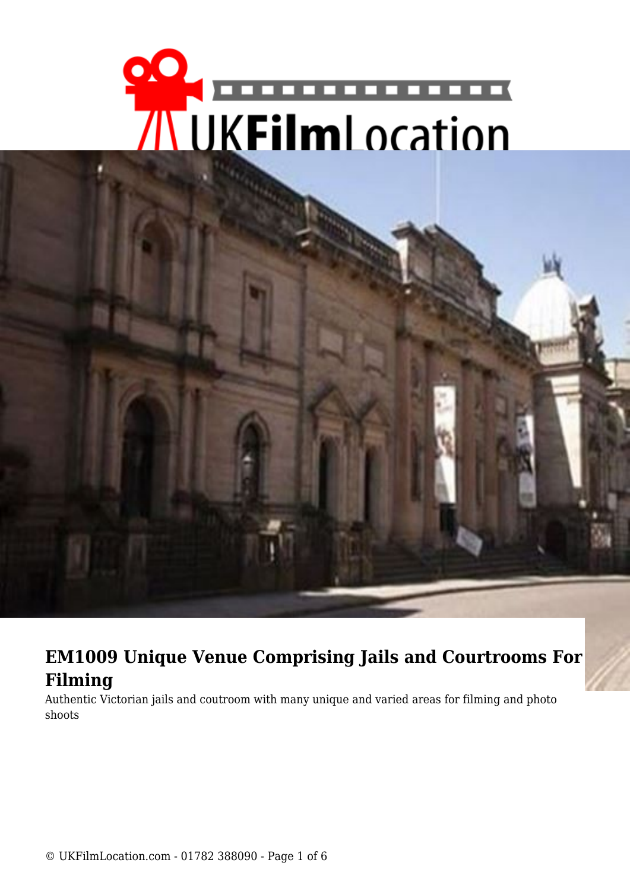# EM1009 Unique Venue Comprising Jails and Courtrooms For Filming

Authentic Victorian jails and coutroom with many unique and varied areas for filming and photo shoots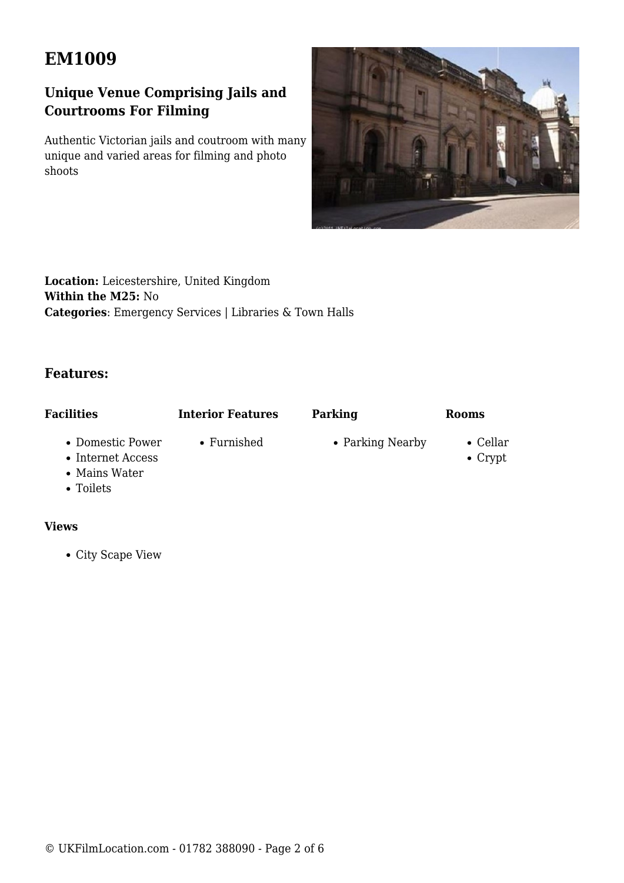# EM1009

### Unique Venue Comprising Jails and Courtrooms For Filming

Authentic Victorian jails and coutroom with many unique and varied areas for filming and photo shoots

**Location:** Leicestershire, United Kingdom
**Within the M25:** No
**Categories**: Emergency Services | Libraries & Town Halls

### Features:

**Facilities**

- Domestic Power
- Internet Access
- Mains Water
- Toilets

**Interior Features**

- Furnished

**Parking**

- Parking Nearby

**Rooms**

- Cellar
- Crypt

**Views**

- City Scape View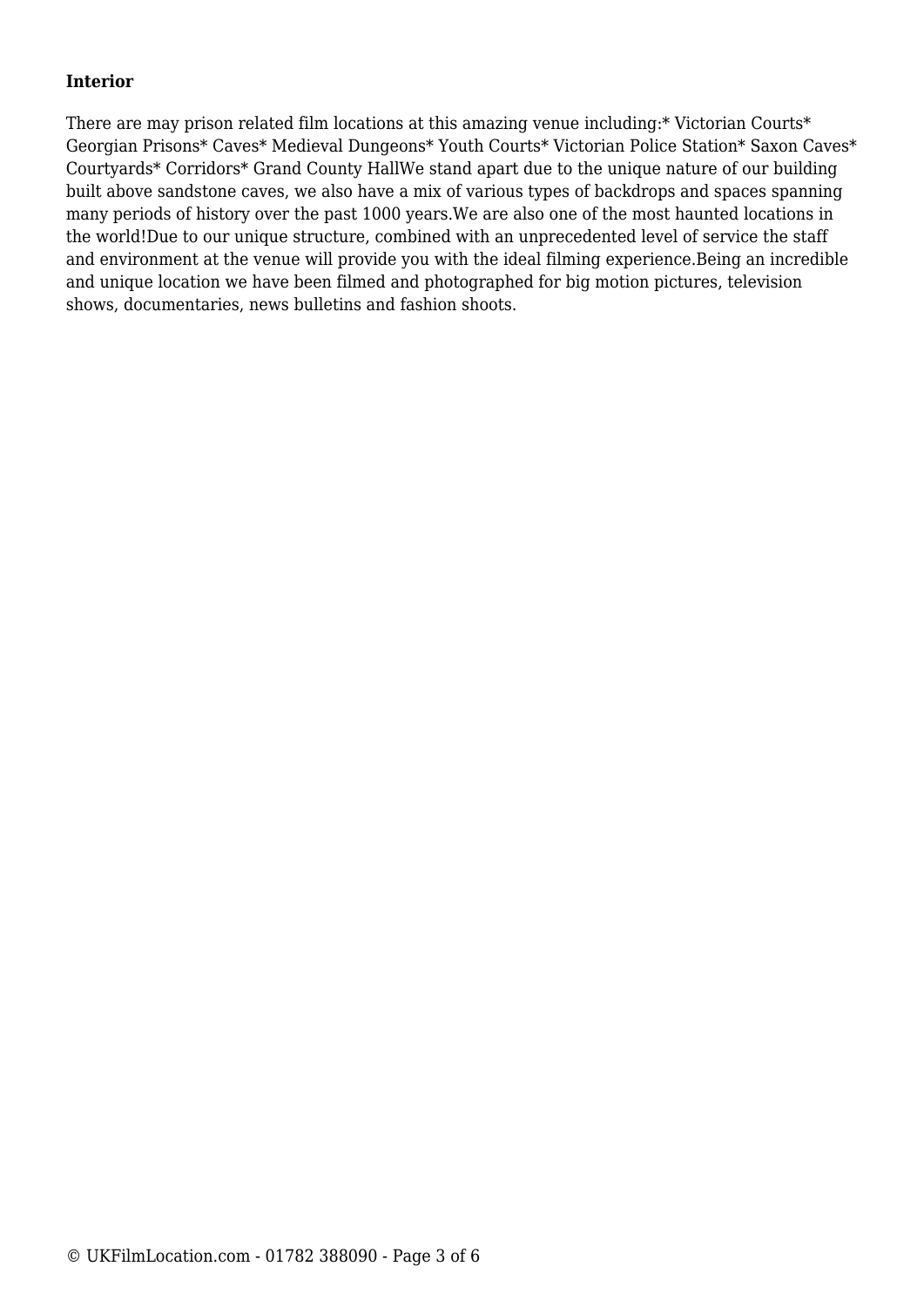**Interior**

There are may prison related film locations at this amazing venue including:* Victorian Courts* Georgian Prisons* Caves* Medieval Dungeons* Youth Courts* Victorian Police Station* Saxon Caves* Courtyards* Corridors* Grand County HallWe stand apart due to the unique nature of our building built above sandstone caves, we also have a mix of various types of backdrops and spaces spanning many periods of history over the past 1000 years.We are also one of the most haunted locations in the world!Due to our unique structure, combined with an unprecedented level of service the staff and environment at the venue will provide you with the ideal filming experience.Being an incredible and unique location we have been filmed and photographed for big motion pictures, television shows, documentaries, news bulletins and fashion shoots.